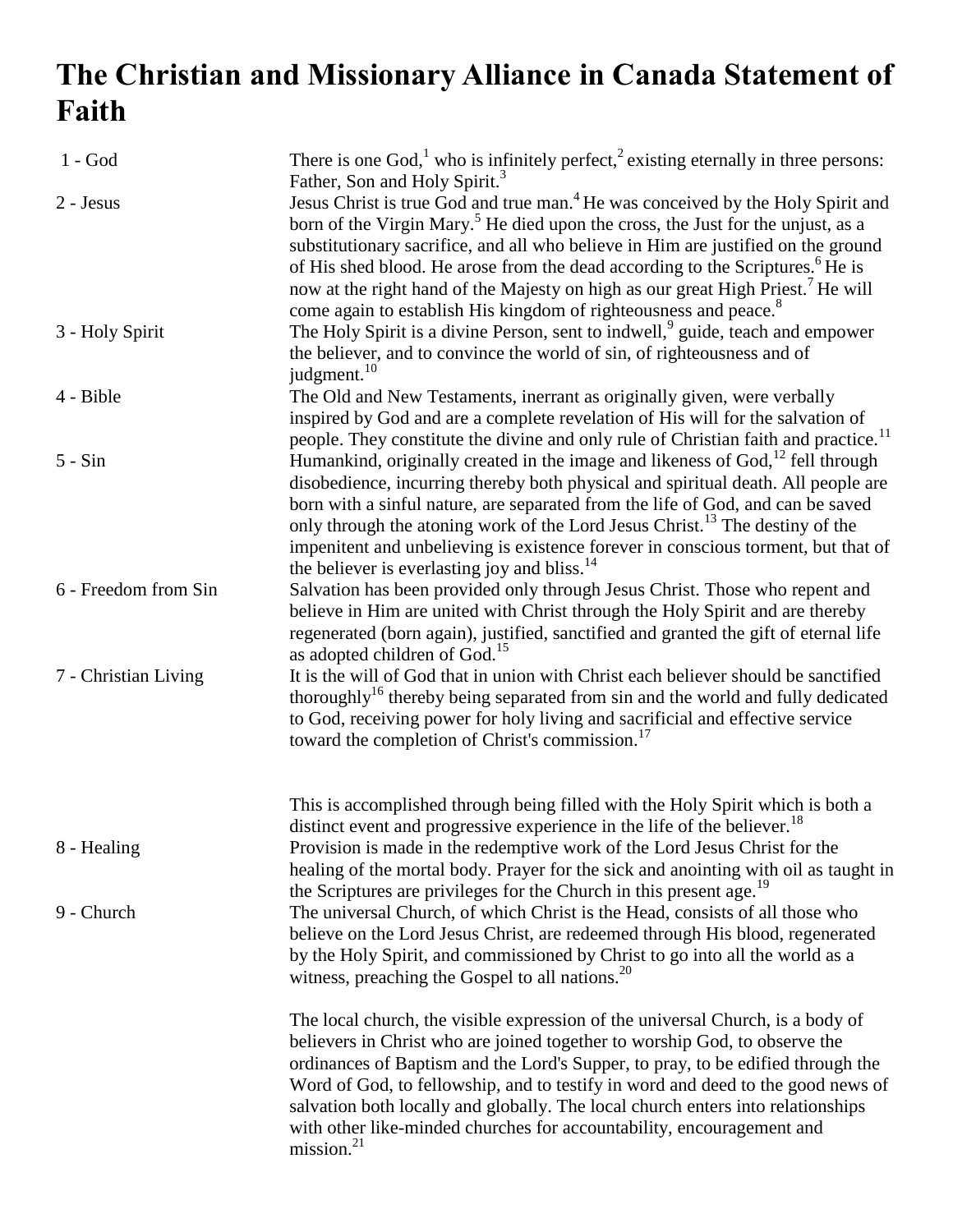# The Christian and Missionary Alliance in Canada Statement of Faith

| | |
|---|---|
| 1 - God | There is one God,[1] who is infinitely perfect,[2] existing eternally in three persons: Father, Son and Holy Spirit.[3] |
| 2 - Jesus | Jesus Christ is true God and true man.[4] He was conceived by the Holy Spirit and born of the Virgin Mary.[5] He died upon the cross, the Just for the unjust, as a substitutionary sacrifice, and all who believe in Him are justified on the ground of His shed blood. He arose from the dead according to the Scriptures.[6] He is now at the right hand of the Majesty on high as our great High Priest.[7] He will come again to establish His kingdom of righteousness and peace.[8] |
| 3 - Holy Spirit | The Holy Spirit is a divine Person, sent to indwell,[9] guide, teach and empower the believer, and to convince the world of sin, of righteousness and of judgment.[10] |
| 4 - Bible | The Old and New Testaments, inerrant as originally given, were verbally inspired by God and are a complete revelation of His will for the salvation of people. They constitute the divine and only rule of Christian faith and practice.[11] |
| 5 - Sin | Humankind, originally created in the image and likeness of God,[12] fell through disobedience, incurring thereby both physical and spiritual death. All people are born with a sinful nature, are separated from the life of God, and can be saved only through the atoning work of the Lord Jesus Christ.[13] The destiny of the impenitent and unbelieving is existence forever in conscious torment, but that of the believer is everlasting joy and bliss.[14] |
| 6 - Freedom from Sin | Salvation has been provided only through Jesus Christ. Those who repent and believe in Him are united with Christ through the Holy Spirit and are thereby regenerated (born again), justified, sanctified and granted the gift of eternal life as adopted children of God.[15] |
| 7 - Christian Living | It is the will of God that in union with Christ each believer should be sanctified thoroughly[16] thereby being separated from sin and the world and fully dedicated to God, receiving power for holy living and sacrificial and effective service toward the completion of Christ's commission.[17] <br><br> This is accomplished through being filled with the Holy Spirit which is both a distinct event and progressive experience in the life of the believer.[18] |
| 8 - Healing | Provision is made in the redemptive work of the Lord Jesus Christ for the healing of the mortal body. Prayer for the sick and anointing with oil as taught in the Scriptures are privileges for the Church in this present age.[19] |
| 9 - Church | The universal Church, of which Christ is the Head, consists of all those who believe on the Lord Jesus Christ, are redeemed through His blood, regenerated by the Holy Spirit, and commissioned by Christ to go into all the world as a witness, preaching the Gospel to all nations.[20] <br><br> The local church, the visible expression of the universal Church, is a body of believers in Christ who are joined together to worship God, to observe the ordinances of Baptism and the Lord's Supper, to pray, to be edified through the Word of God, to fellowship, and to testify in word and deed to the good news of salvation both locally and globally. The local church enters into relationships with other like-minded churches for accountability, encouragement and mission.[21] |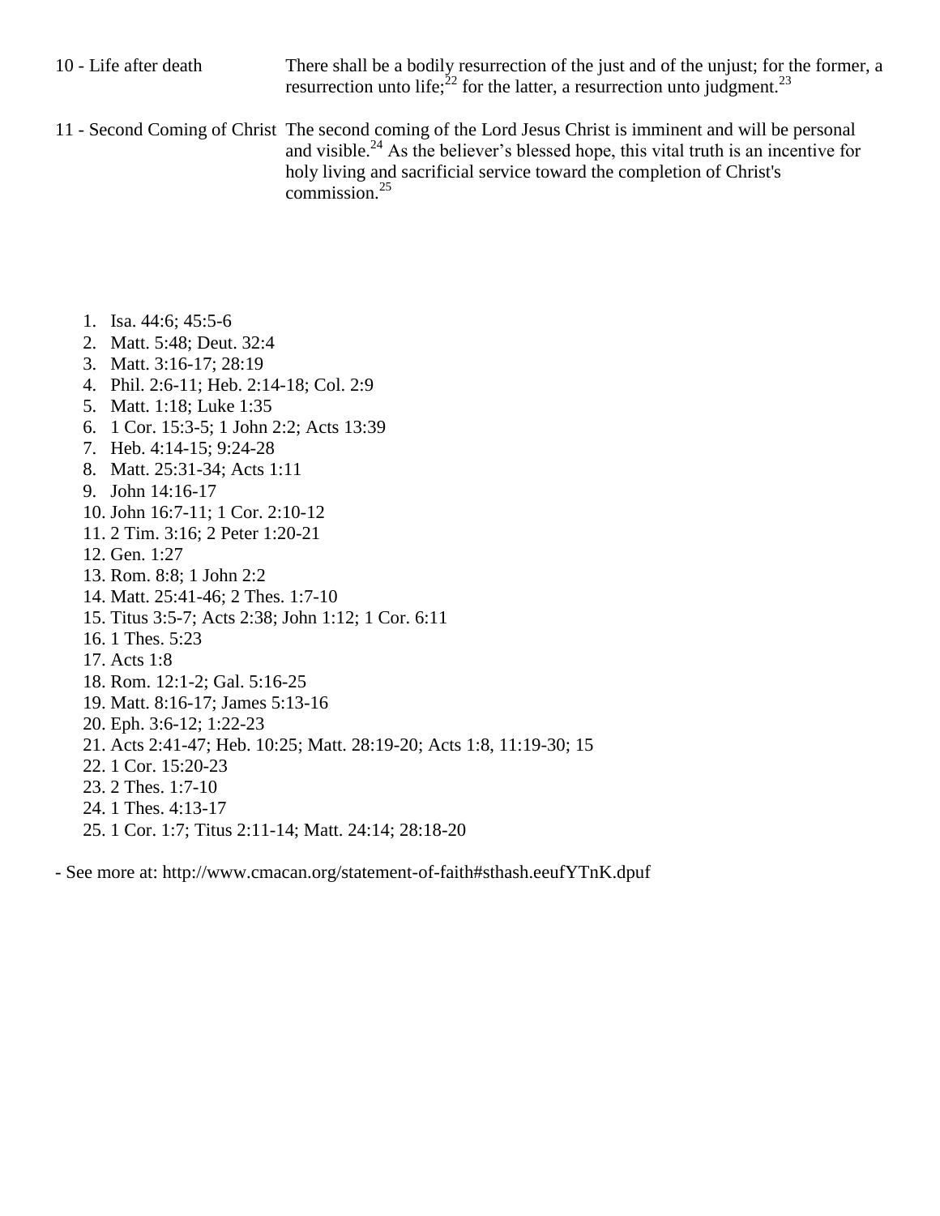10 - Life after death — There shall be a bodily resurrection of the just and of the unjust; for the former, a resurrection unto life;[22] for the latter, a resurrection unto judgment.[23]

11 - Second Coming of Christ — The second coming of the Lord Jesus Christ is imminent and will be personal and visible.[24] As the believer's blessed hope, this vital truth is an incentive for holy living and sacrificial service toward the completion of Christ's commission.[25]

1. Isa. 44:6; 45:5-6
2. Matt. 5:48; Deut. 32:4
3. Matt. 3:16-17; 28:19
4. Phil. 2:6-11; Heb. 2:14-18; Col. 2:9
5. Matt. 1:18; Luke 1:35
6. 1 Cor. 15:3-5; 1 John 2:2; Acts 13:39
7. Heb. 4:14-15; 9:24-28
8. Matt. 25:31-34; Acts 1:11
9. John 14:16-17
10. John 16:7-11; 1 Cor. 2:10-12
11. 2 Tim. 3:16; 2 Peter 1:20-21
12. Gen. 1:27
13. Rom. 8:8; 1 John 2:2
14. Matt. 25:41-46; 2 Thes. 1:7-10
15. Titus 3:5-7; Acts 2:38; John 1:12; 1 Cor. 6:11
16. 1 Thes. 5:23
17. Acts 1:8
18. Rom. 12:1-2; Gal. 5:16-25
19. Matt. 8:16-17; James 5:13-16
20. Eph. 3:6-12; 1:22-23
21. Acts 2:41-47; Heb. 10:25; Matt. 28:19-20; Acts 1:8, 11:19-30; 15
22. 1 Cor. 15:20-23
23. 2 Thes. 1:7-10
24. 1 Thes. 4:13-17
25. 1 Cor. 1:7; Titus 2:11-14; Matt. 24:14; 28:18-20

- See more at: http://www.cmacan.org/statement-of-faith#sthash.eeufYTnK.dpuf